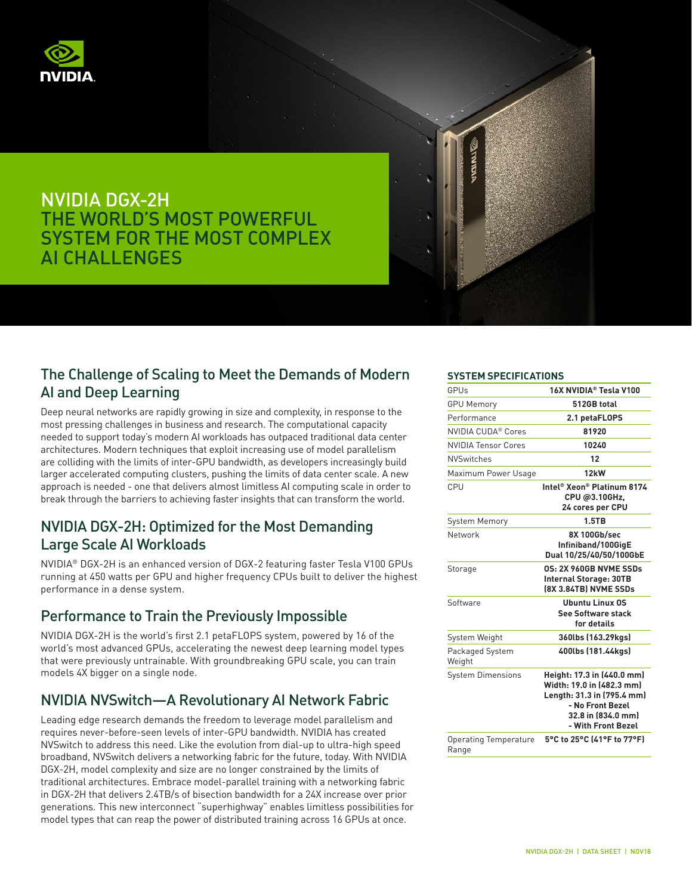# NVIDIA DGX-2H
# THE WORLD'S MOST POWERFUL SYSTEM FOR THE MOST COMPLEX AI CHALLENGES

## The Challenge of Scaling to Meet the Demands of Modern AI and Deep Learning

Deep neural networks are rapidly growing in size and complexity, in response to the most pressing challenges in business and research. The computational capacity needed to support today's modern AI workloads has outpaced traditional data center architectures. Modern techniques that exploit increasing use of model parallelism are colliding with the limits of inter-GPU bandwidth, as developers increasingly build larger accelerated computing clusters, pushing the limits of data center scale. A new approach is needed - one that delivers almost limitless AI computing scale in order to break through the barriers to achieving faster insights that can transform the world.

## NVIDIA DGX-2H: Optimized for the Most Demanding Large Scale AI Workloads

NVIDIA® DGX-2H is an enhanced version of DGX-2 featuring faster Tesla V100 GPUs running at 450 watts per GPU and higher frequency CPUs built to deliver the highest performance in a dense system.

## Performance to Train the Previously Impossible

NVIDIA DGX-2H is the world's first 2.1 petaFLOPS system, powered by 16 of the world's most advanced GPUs, accelerating the newest deep learning model types that were previously untrainable. With groundbreaking GPU scale, you can train models 4X bigger on a single node.

## NVIDIA NVSwitch—A Revolutionary AI Network Fabric

Leading edge research demands the freedom to leverage model parallelism and requires never-before-seen levels of inter-GPU bandwidth. NVIDIA has created NVSwitch to address this need. Like the evolution from dial-up to ultra-high speed broadband, NVSwitch delivers a networking fabric for the future, today. With NVIDIA DGX-2H, model complexity and size are no longer constrained by the limits of traditional architectures. Embrace model-parallel training with a networking fabric in DGX-2H that delivers 2.4TB/s of bisection bandwidth for a 24X increase over prior generations. This new interconnect "superhighway" enables limitless possibilities for model types that can reap the power of distributed training across 16 GPUs at once.

### SYSTEM SPECIFICATIONS

| | |
|---|---|
| GPUs | **16X NVIDIA® Tesla V100** |
| GPU Memory | **512GB total** |
| Performance | **2.1 petaFLOPS** |
| NVIDIA CUDA® Cores | **81920** |
| NVIDIA Tensor Cores | **10240** |
| NVSwitches | **12** |
| Maximum Power Usage | **12kW** |
| CPU | **Intel® Xeon® Platinum 8174 CPU @3.10GHz, 24 cores per CPU** |
| System Memory | **1.5TB** |
| Network | **8X 100Gb/sec Infiniband/100GigE Dual 10/25/40/50/100GbE** |
| Storage | **OS: 2X 960GB NVME SSDs Internal Storage: 30TB (8X 3.84TB) NVME SSDs** |
| Software | **Ubuntu Linux OS See Software stack for details** |
| System Weight | **360lbs (163.29kgs)** |
| Packaged System Weight | **400lbs (181.44kgs)** |
| System Dimensions | **Height: 17.3 in (440.0 mm) Width: 19.0 in (482.3 mm) Length: 31.3 in (795.4 mm) - No Front Bezel 32.8 in (834.0 mm) - With Front Bezel** |
| Operating Temperature Range | **5°C to 25°C (41°F to 77°F)** |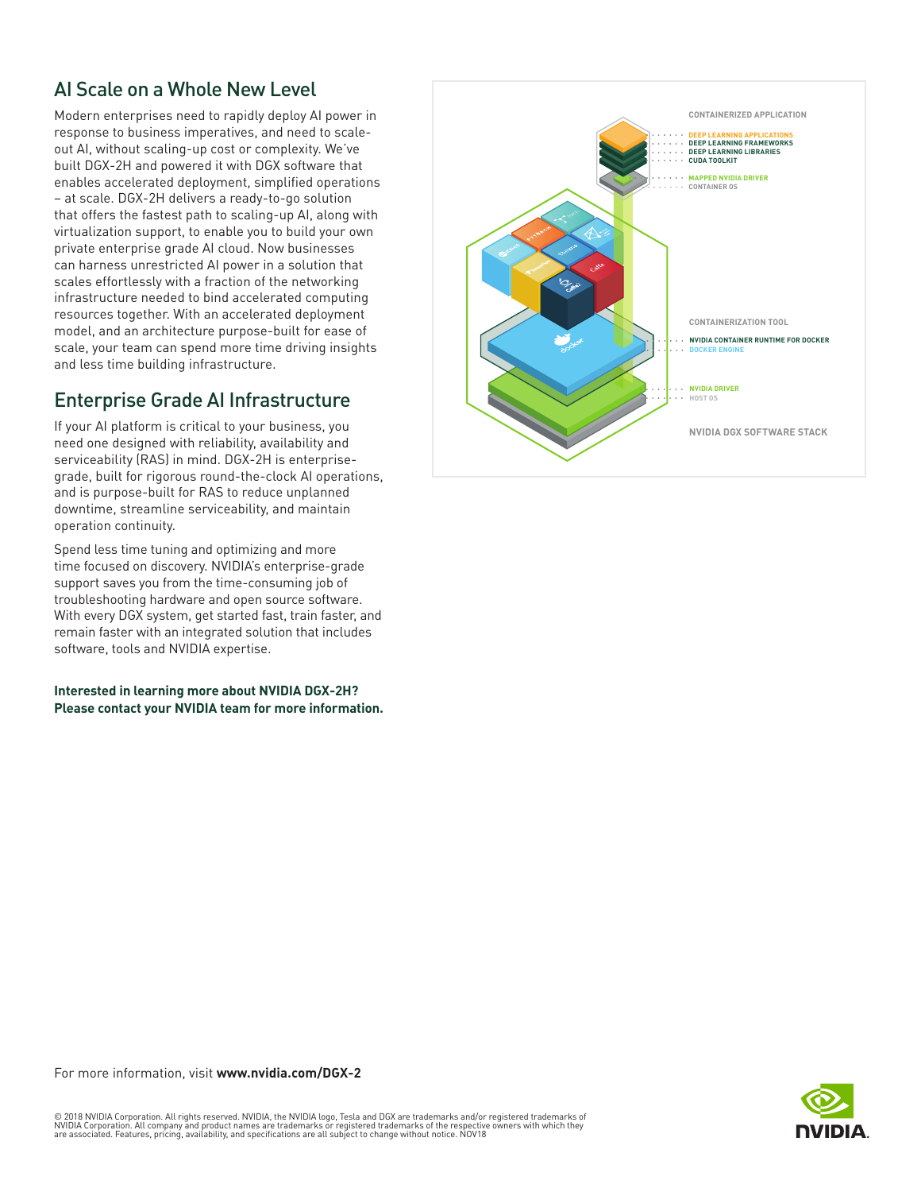## AI Scale on a Whole New Level

Modern enterprises need to rapidly deploy AI power in response to business imperatives, and need to scale-out AI, without scaling-up cost or complexity. We've built DGX-2H and powered it with DGX software that enables accelerated deployment, simplified operations – at scale. DGX-2H delivers a ready-to-go solution that offers the fastest path to scaling-up AI, along with virtualization support, to enable you to build your own private enterprise grade AI cloud. Now businesses can harness unrestricted AI power in a solution that scales effortlessly with a fraction of the networking infrastructure needed to bind accelerated computing resources together. With an accelerated deployment model, and an architecture purpose-built for ease of scale, your team can spend more time driving insights and less time building infrastructure.

## Enterprise Grade AI Infrastructure

If your AI platform is critical to your business, you need one designed with reliability, availability and serviceability (RAS) in mind. DGX-2H is enterprise-grade, built for rigorous round-the-clock AI operations, and is purpose-built for RAS to reduce unplanned downtime, streamline serviceability, and maintain operation continuity.

Spend less time tuning and optimizing and more time focused on discovery. NVIDIA's enterprise-grade support saves you from the time-consuming job of troubleshooting hardware and open source software. With every DGX system, get started fast, train faster, and remain faster with an integrated solution that includes software, tools and NVIDIA expertise.

**Interested in learning more about NVIDIA DGX-2H? Please contact your NVIDIA team for more information.**

CONTAINERIZED APPLICATION

DEEP LEARNING APPLICATIONS
DEEP LEARNING FRAMEWORKS
DEEP LEARNING LIBRARIES
CUDA TOOLKIT

MAPPED NVIDIA DRIVER
CONTAINER OS

CONTAINERIZATION TOOL

NVIDIA CONTAINER RUNTIME FOR DOCKER
DOCKER ENGINE

NVIDIA DRIVER
HOST OS

NVIDIA DGX SOFTWARE STACK

For more information, visit **www.nvidia.com/DGX-2**

© 2018 NVIDIA Corporation. All rights reserved. NVIDIA, the NVIDIA logo, Tesla and DGX are trademarks and/or registered trademarks of NVIDIA Corporation. All company and product names are trademarks or registered trademarks of the respective owners with which they are associated. Features, pricing, availability, and specifications are all subject to change without notice. NOV18